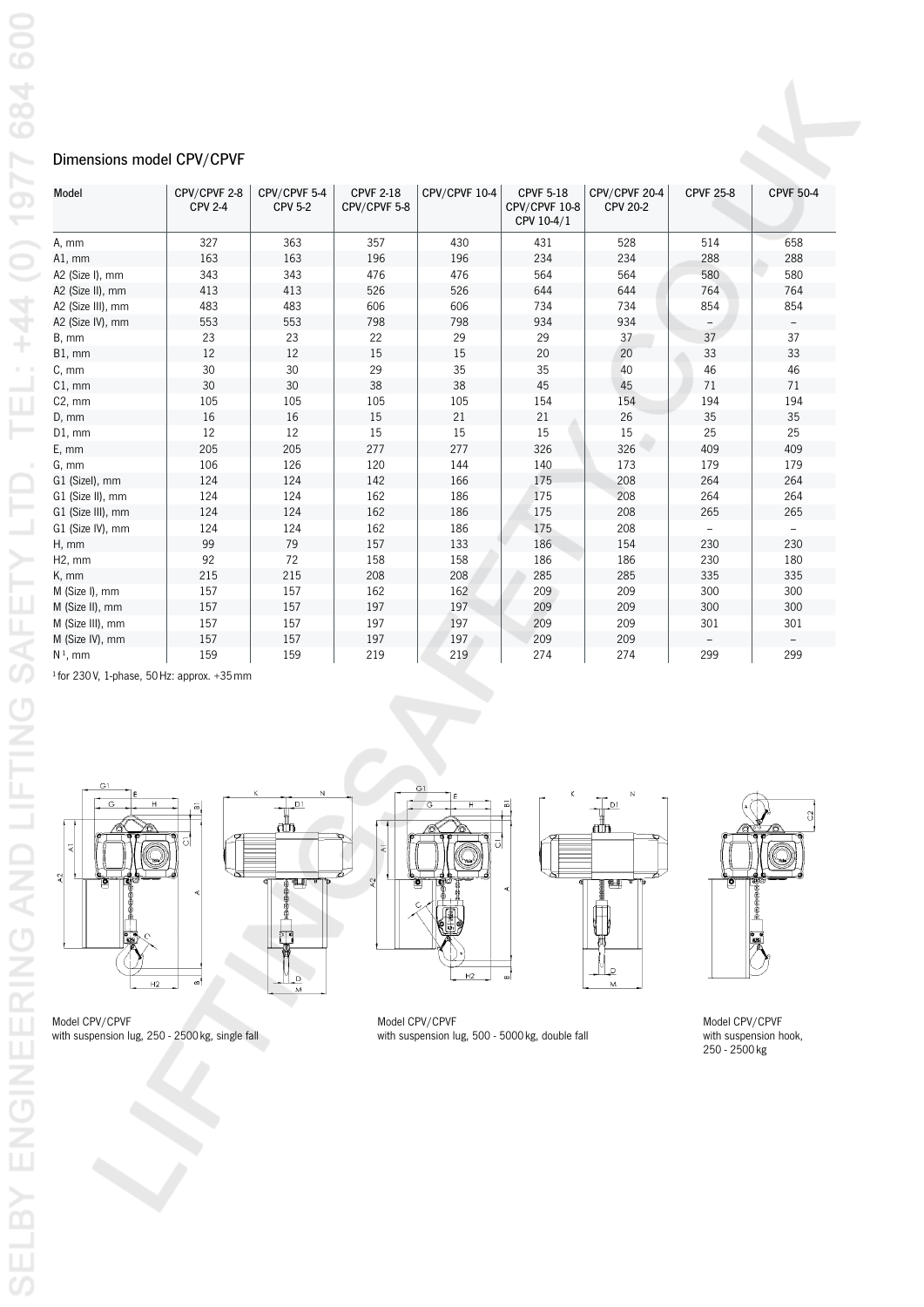## Dimensions model CPV/CPVF

| Model | CPV/CPVF 2-8 CPV 2-4 | CPV/CPVF 5-4 CPV 5-2 | CPVF 2-18 CPV/CPVF 5-8 | CPV/CPVF 10-4 | CPVF 5-18 CPV/CPVF 10-8 CPV 10-4/1 | CPV/CPVF 20-4 CPV 20-2 | CPVF 25-8 | CPVF 50-4 |
|---|---|---|---|---|---|---|---|---|
| A, mm | 327 | 363 | 357 | 430 | 431 | 528 | 514 | 658 |
| A1, mm | 163 | 163 | 196 | 196 | 234 | 234 | 288 | 288 |
| A2 (Size I), mm | 343 | 343 | 476 | 476 | 564 | 564 | 580 | 580 |
| A2 (Size II), mm | 413 | 413 | 526 | 526 | 644 | 644 | 764 | 764 |
| A2 (Size III), mm | 483 | 483 | 606 | 606 | 734 | 734 | 854 | 854 |
| A2 (Size IV), mm | 553 | 553 | 798 | 798 | 934 | 934 | – | – |
| B, mm | 23 | 23 | 22 | 29 | 29 | 37 | 37 | 37 |
| B1, mm | 12 | 12 | 15 | 15 | 20 | 20 | 33 | 33 |
| C, mm | 30 | 30 | 29 | 35 | 35 | 40 | 46 | 46 |
| C1, mm | 30 | 30 | 38 | 38 | 45 | 45 | 71 | 71 |
| C2, mm | 105 | 105 | 105 | 105 | 154 | 154 | 194 | 194 |
| D, mm | 16 | 16 | 15 | 21 | 21 | 26 | 35 | 35 |
| D1, mm | 12 | 12 | 15 | 15 | 15 | 15 | 25 | 25 |
| E, mm | 205 | 205 | 277 | 277 | 326 | 326 | 409 | 409 |
| G, mm | 106 | 126 | 120 | 144 | 140 | 173 | 179 | 179 |
| G1 (SizeI), mm | 124 | 124 | 142 | 166 | 175 | 208 | 264 | 264 |
| G1 (Size II), mm | 124 | 124 | 162 | 186 | 175 | 208 | 264 | 264 |
| G1 (Size III), mm | 124 | 124 | 162 | 186 | 175 | 208 | 265 | 265 |
| G1 (Size IV), mm | 124 | 124 | 162 | 186 | 175 | 208 | – | – |
| H, mm | 99 | 79 | 157 | 133 | 186 | 154 | 230 | 230 |
| H2, mm | 92 | 72 | 158 | 158 | 186 | 186 | 230 | 180 |
| K, mm | 215 | 215 | 208 | 208 | 285 | 285 | 335 | 335 |
| M (Size I), mm | 157 | 157 | 162 | 162 | 209 | 209 | 300 | 300 |
| M (Size II), mm | 157 | 157 | 197 | 197 | 209 | 209 | 300 | 300 |
| M (Size III), mm | 157 | 157 | 197 | 197 | 209 | 209 | 301 | 301 |
| M (Size IV), mm | 157 | 157 | 197 | 197 | 209 | 209 | – | – |
| N [1], mm | 159 | 159 | 219 | 219 | 274 | 274 | 299 | 299 |

[1] for 230 V, 1-phase, 50 Hz: approx. +35 mm

Model CPV/CPVF with suspension lug, 250 - 2500 kg, single fall

Model CPV/CPVF with suspension lug, 500 - 5000 kg, double fall

Model CPV/CPVF with suspension hook, 250 - 2500 kg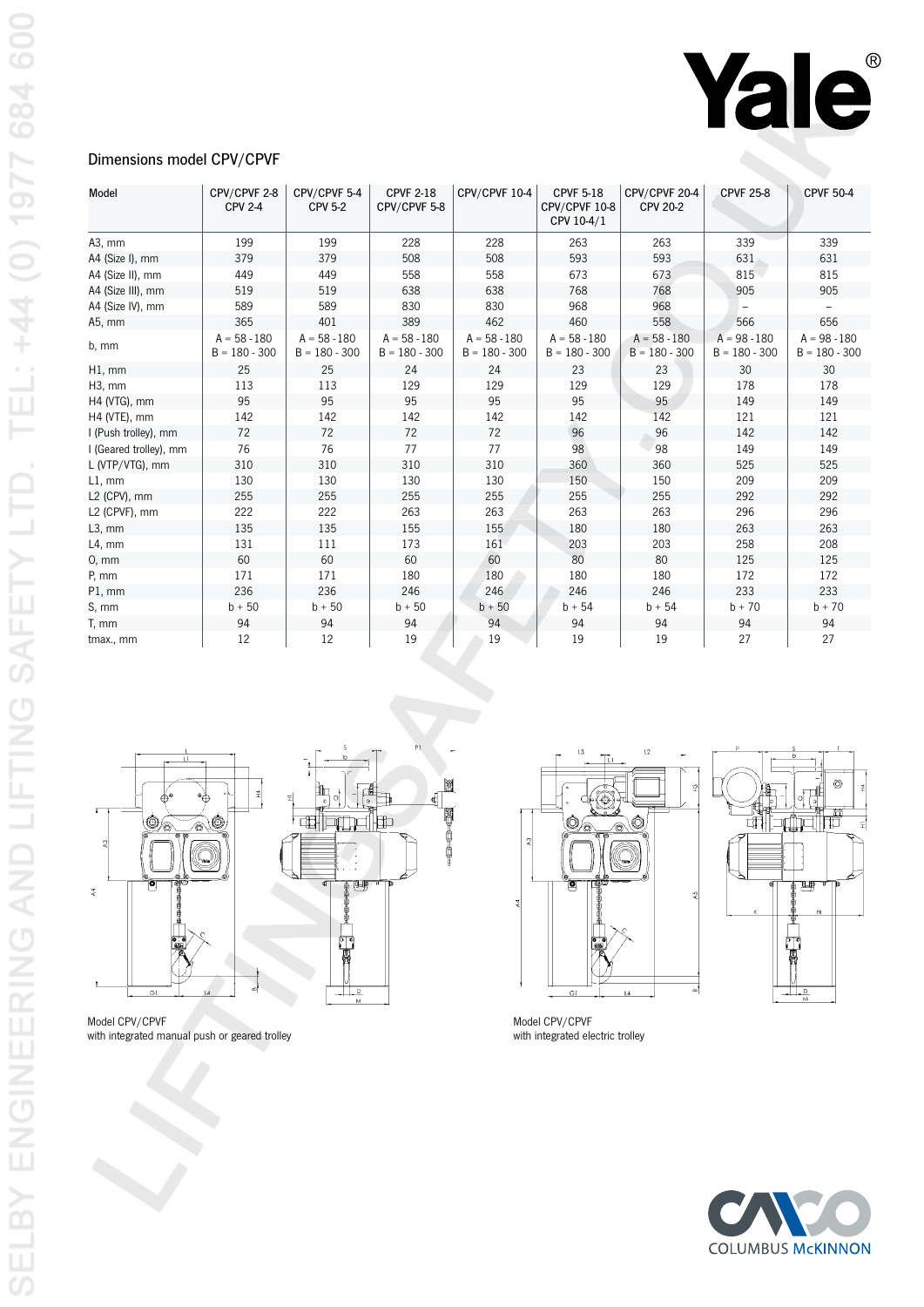Yale®

Dimensions model CPV/CPVF

| Model | CPV/CPVF 2-8 CPV 2-4 | CPV/CPVF 5-4 CPV 5-2 | CPVF 2-18 CPV/CPVF 5-8 | CPV/CPVF 10-4 | CPVF 5-18 CPV/CPVF 10-8 CPV 10-4/1 | CPV/CPVF 20-4 CPV 20-2 | CPVF 25-8 | CPVF 50-4 |
|---|---|---|---|---|---|---|---|---|
| A3, mm | 199 | 199 | 228 | 228 | 263 | 263 | 339 | 339 |
| A4 (Size I), mm | 379 | 379 | 508 | 508 | 593 | 593 | 631 | 631 |
| A4 (Size II), mm | 449 | 449 | 558 | 558 | 673 | 673 | 815 | 815 |
| A4 (Size III), mm | 519 | 519 | 638 | 638 | 768 | 768 | 905 | 905 |
| A4 (Size IV), mm | 589 | 589 | 830 | 830 | 968 | 968 | – | – |
| A5, mm | 365 | 401 | 389 | 462 | 460 | 558 | 566 | 656 |
| b, mm | A = 58 - 180 B = 180 - 300 | A = 58 - 180 B = 180 - 300 | A = 58 - 180 B = 180 - 300 | A = 58 - 180 B = 180 - 300 | A = 58 - 180 B = 180 - 300 | A = 58 - 180 B = 180 - 300 | A = 98 - 180 B = 180 - 300 | A = 98 - 180 B = 180 - 300 |
| H1, mm | 25 | 25 | 24 | 24 | 23 | 23 | 30 | 30 |
| H3, mm | 113 | 113 | 129 | 129 | 129 | 129 | 178 | 178 |
| H4 (VTG), mm | 95 | 95 | 95 | 95 | 95 | 95 | 149 | 149 |
| H4 (VTE), mm | 142 | 142 | 142 | 142 | 142 | 142 | 121 | 121 |
| I (Push trolley), mm | 72 | 72 | 72 | 72 | 96 | 96 | 142 | 142 |
| I (Geared trolley), mm | 76 | 76 | 77 | 77 | 98 | 98 | 149 | 149 |
| L (VTP/VTG), mm | 310 | 310 | 310 | 310 | 360 | 360 | 525 | 525 |
| L1, mm | 130 | 130 | 130 | 130 | 150 | 150 | 209 | 209 |
| L2 (CPV), mm | 255 | 255 | 255 | 255 | 255 | 255 | 292 | 292 |
| L2 (CPVF), mm | 222 | 222 | 263 | 263 | 263 | 263 | 296 | 296 |
| L3, mm | 135 | 135 | 155 | 155 | 180 | 180 | 263 | 263 |
| L4, mm | 131 | 111 | 173 | 161 | 203 | 203 | 258 | 208 |
| O, mm | 60 | 60 | 60 | 60 | 80 | 80 | 125 | 125 |
| P, mm | 171 | 171 | 180 | 180 | 180 | 180 | 172 | 172 |
| P1, mm | 236 | 236 | 246 | 246 | 246 | 246 | 233 | 233 |
| S, mm | b + 50 | b + 50 | b + 50 | b + 50 | b + 54 | b + 54 | b + 70 | b + 70 |
| T, mm | 94 | 94 | 94 | 94 | 94 | 94 | 94 | 94 |
| tmax., mm | 12 | 12 | 19 | 19 | 19 | 19 | 27 | 27 |

Model CPV/CPVF
with integrated manual push or geared trolley

Model CPV/CPVF
with integrated electric trolley

COLUMBUS McKINNON